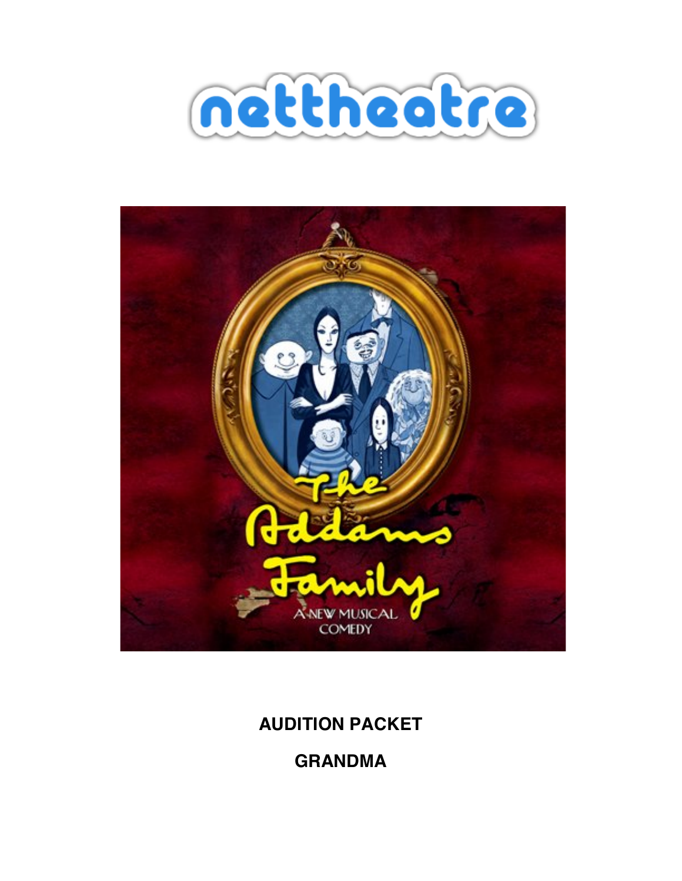nettheatre

The Addams Family

A NEW MUSICAL COMEDY

**AUDITION PACKET**

**GRANDMA**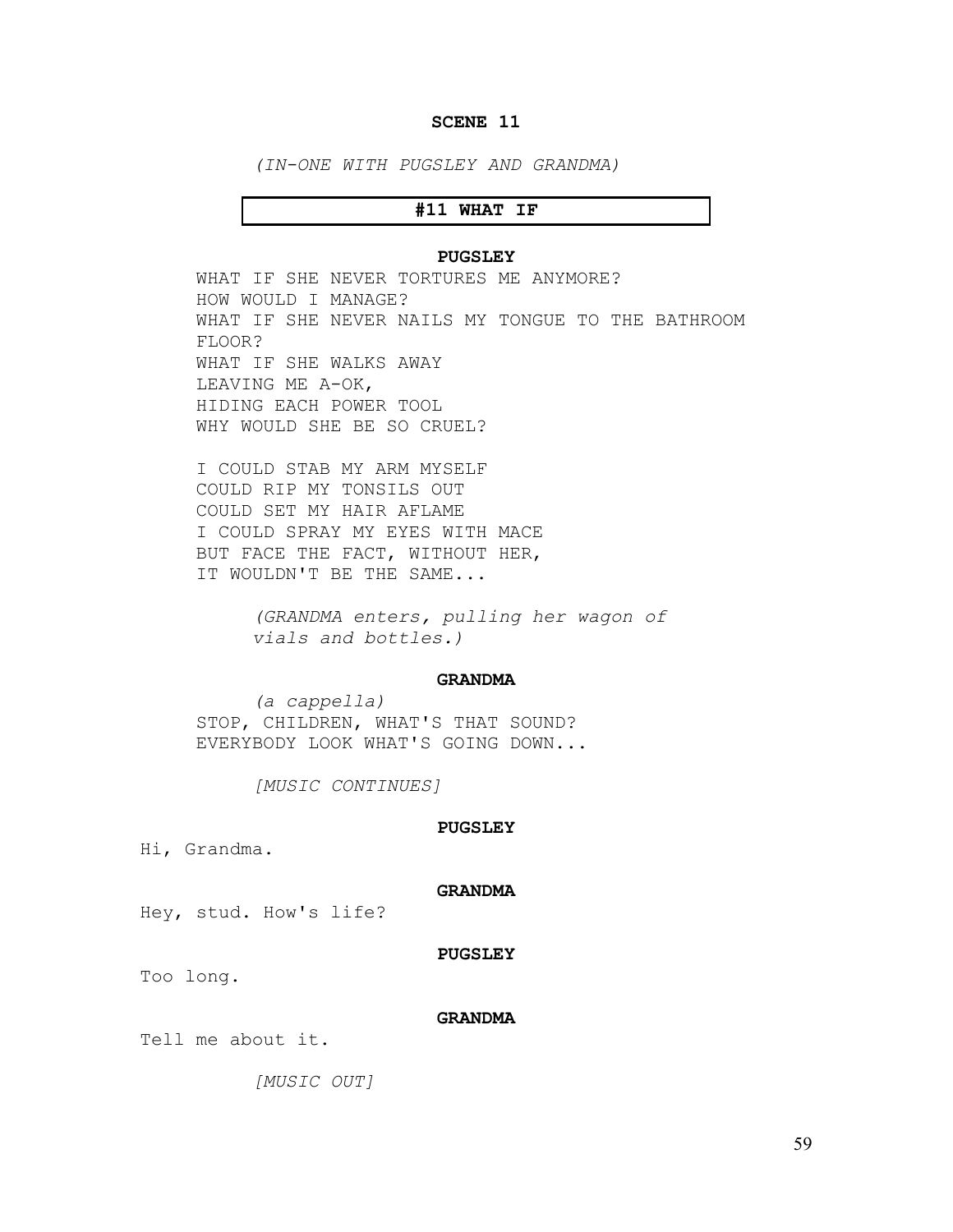**SCENE 11**

*(IN-ONE WITH PUGSLEY AND GRANDMA)*

**#11 WHAT IF**

**PUGSLEY**

WHAT IF SHE NEVER TORTURES ME ANYMORE?
HOW WOULD I MANAGE?
WHAT IF SHE NEVER NAILS MY TONGUE TO THE BATHROOM FLOOR?
WHAT IF SHE WALKS AWAY
LEAVING ME A-OK,
HIDING EACH POWER TOOL
WHY WOULD SHE BE SO CRUEL?

I COULD STAB MY ARM MYSELF
COULD RIP MY TONSILS OUT
COULD SET MY HAIR AFLAME
I COULD SPRAY MY EYES WITH MACE
BUT FACE THE FACT, WITHOUT HER,
IT WOULDN'T BE THE SAME...

*(GRANDMA enters, pulling her wagon of vials and bottles.)*

**GRANDMA**

*(a cappella)*
STOP, CHILDREN, WHAT'S THAT SOUND?
EVERYBODY LOOK WHAT'S GOING DOWN...

*[MUSIC CONTINUES]*

**PUGSLEY**

Hi, Grandma.

**GRANDMA**

Hey, stud. How's life?

**PUGSLEY**

Too long.

**GRANDMA**

Tell me about it.

*[MUSIC OUT]*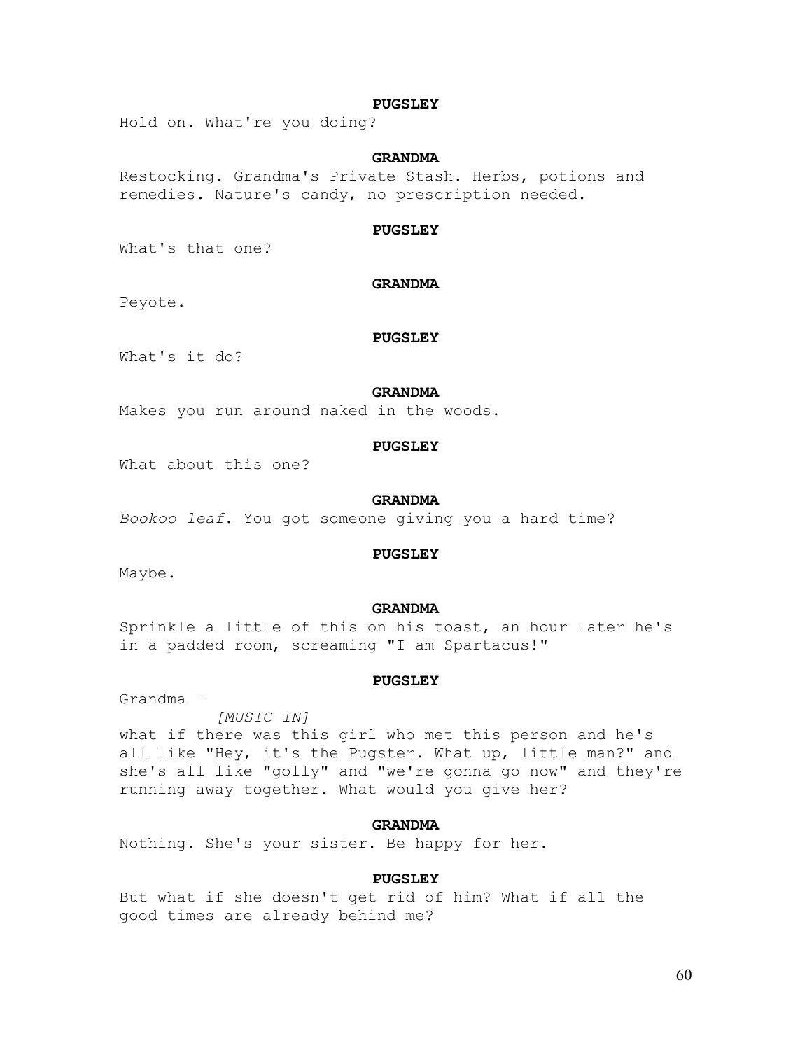**PUGSLEY**

Hold on. What're you doing?

**GRANDMA**

Restocking. Grandma's Private Stash. Herbs, potions and remedies. Nature's candy, no prescription needed.

**PUGSLEY**

What's that one?

**GRANDMA**

Peyote.

**PUGSLEY**

What's it do?

**GRANDMA**

Makes you run around naked in the woods.

**PUGSLEY**

What about this one?

**GRANDMA**

*Bookoo leaf.* You got someone giving you a hard time?

**PUGSLEY**

Maybe.

**GRANDMA**

Sprinkle a little of this on his toast, an hour later he's in a padded room, screaming "I am Spartacus!"

**PUGSLEY**

Grandma –

*[MUSIC IN]*

what if there was this girl who met this person and he's all like "Hey, it's the Pugster. What up, little man?" and she's all like "golly" and "we're gonna go now" and they're running away together. What would you give her?

**GRANDMA**

Nothing. She's your sister. Be happy for her.

**PUGSLEY**

But what if she doesn't get rid of him? What if all the good times are already behind me?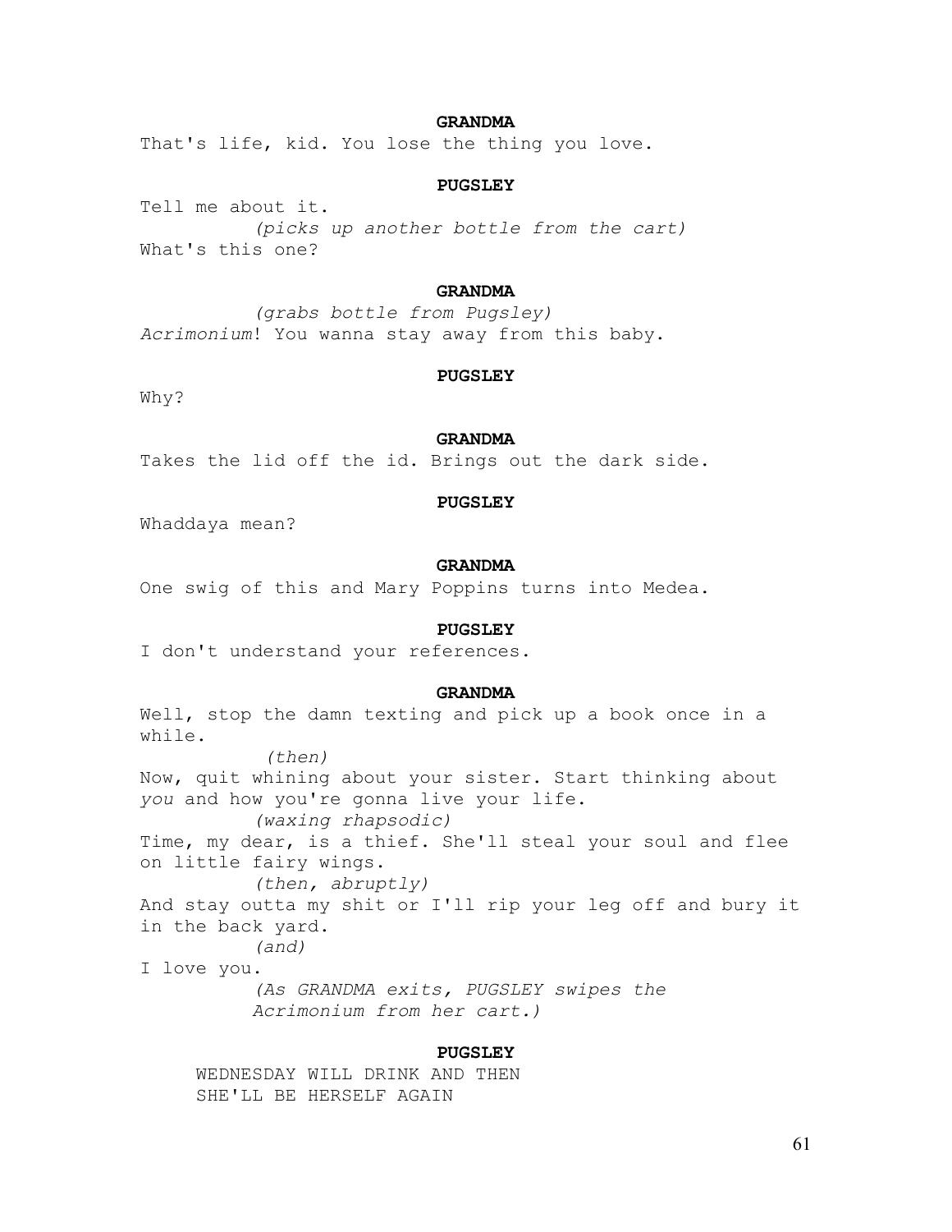**GRANDMA**

That's life, kid. You lose the thing you love.

**PUGSLEY**

Tell me about it.

*(picks up another bottle from the cart)*

What's this one?

**GRANDMA**

*(grabs bottle from Pugsley)*

*Acrimonium*! You wanna stay away from this baby.

**PUGSLEY**

Why?

**GRANDMA**

Takes the lid off the id. Brings out the dark side.

**PUGSLEY**

Whaddaya mean?

**GRANDMA**

One swig of this and Mary Poppins turns into Medea.

**PUGSLEY**

I don't understand your references.

**GRANDMA**

Well, stop the damn texting and pick up a book once in a while.

*(then)*

Now, quit whining about your sister. Start thinking about *you* and how you're gonna live your life.

*(waxing rhapsodic)*

Time, my dear, is a thief. She'll steal your soul and flee on little fairy wings.

*(then, abruptly)*

And stay outta my shit or I'll rip your leg off and bury it in the back yard.

*(and)*

I love you.

*(As GRANDMA exits, PUGSLEY swipes the Acrimonium from her cart.)*

**PUGSLEY**

WEDNESDAY WILL DRINK AND THEN
SHE'LL BE HERSELF AGAIN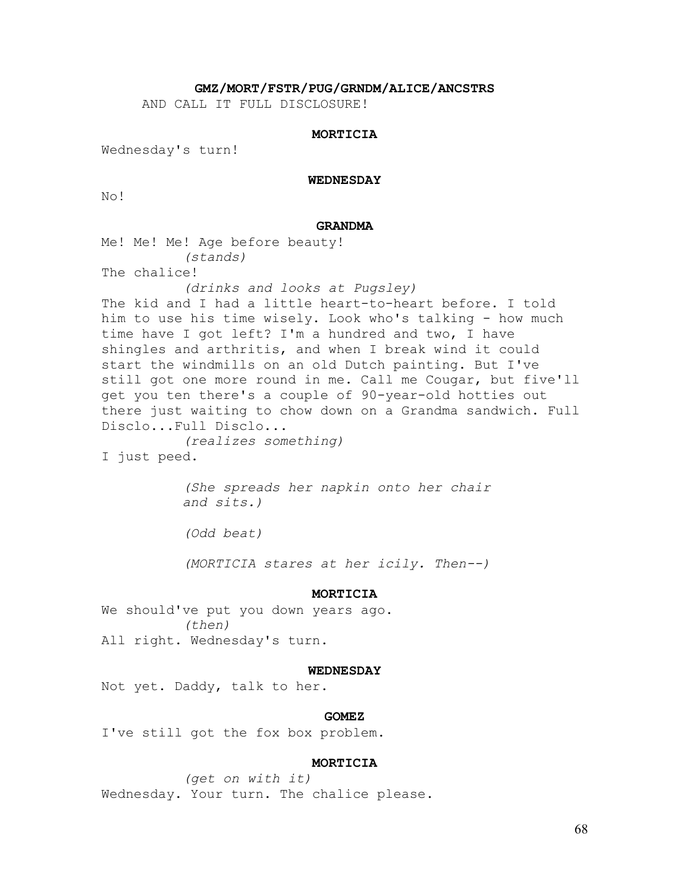**GMZ/MORT/FSTR/PUG/GRNDM/ALICE/ANCSTRS**

AND CALL IT FULL DISCLOSURE!

**MORTICIA**

Wednesday's turn!

**WEDNESDAY**

No!

**GRANDMA**

Me! Me! Me! Age before beauty!

*(stands)*

The chalice!

*(drinks and looks at Pugsley)*

The kid and I had a little heart-to-heart before. I told him to use his time wisely. Look who's talking - how much time have I got left? I'm a hundred and two, I have shingles and arthritis, and when I break wind it could start the windmills on an old Dutch painting. But I've still got one more round in me. Call me Cougar, but five'll get you ten there's a couple of 90-year-old hotties out there just waiting to chow down on a Grandma sandwich. Full Disclo...Full Disclo...

*(realizes something)*

I just peed.

*(She spreads her napkin onto her chair and sits.)*

*(Odd beat)*

*(MORTICIA stares at her icily. Then--)*

**MORTICIA**

We should've put you down years ago.

*(then)*

All right. Wednesday's turn.

**WEDNESDAY**

Not yet. Daddy, talk to her.

**GOMEZ**

I've still got the fox box problem.

**MORTICIA**

*(get on with it)*

Wednesday. Your turn. The chalice please.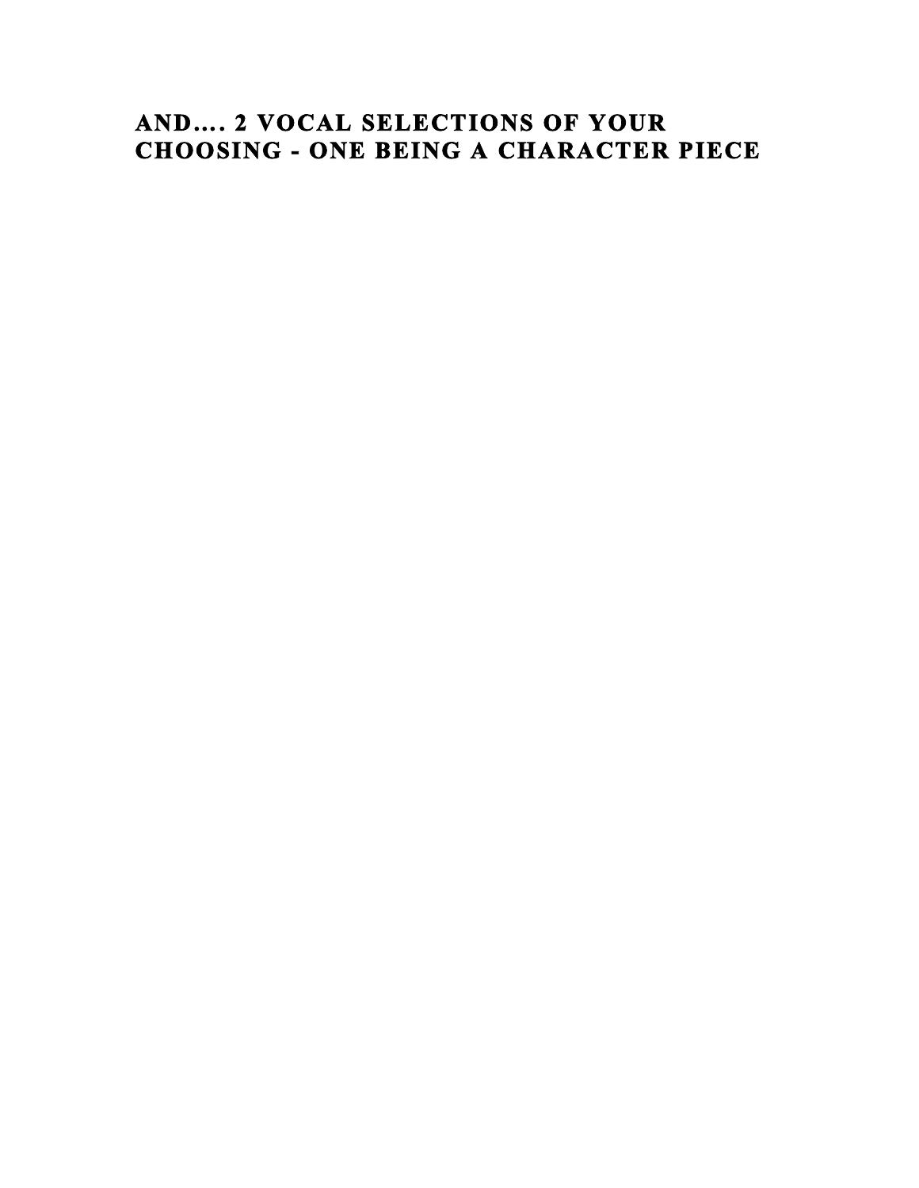## AND…. 2 VOCAL SELECTIONS OF YOUR CHOOSING - ONE BEING A CHARACTER PIECE